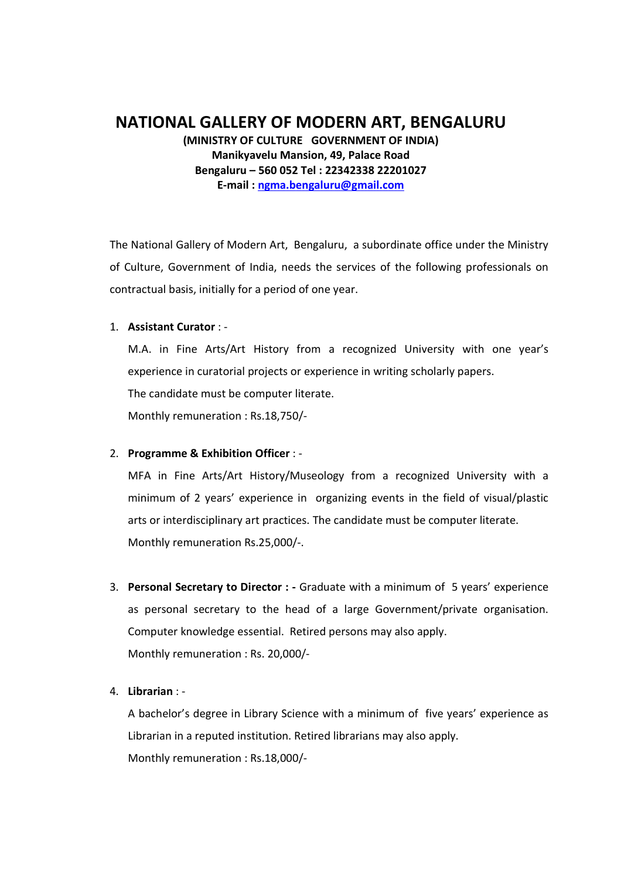# NATIONAL GALLERY OF MODERN ART, BENGALURU

**(MINISTRY OF CULTURE GOVERNMENT OF INDIA)**
**Manikyavelu Mansion, 49, Palace Road**
**Bengaluru – 560 052 Tel : 22342338 22201027**
**E-mail : ngma.bengaluru@gmail.com**

The National Gallery of Modern Art, Bengaluru, a subordinate office under the Ministry of Culture, Government of India, needs the services of the following professionals on contractual basis, initially for a period of one year.

1. **Assistant Curator** : -

   M.A. in Fine Arts/Art History from a recognized University with one year's experience in curatorial projects or experience in writing scholarly papers.

   The candidate must be computer literate.

   Monthly remuneration : Rs.18,750/-

2. **Programme & Exhibition Officer** : -

   MFA in Fine Arts/Art History/Museology from a recognized University with a minimum of 2 years' experience in organizing events in the field of visual/plastic arts or interdisciplinary art practices. The candidate must be computer literate.

   Monthly remuneration Rs.25,000/-.

3. **Personal Secretary to Director : -** Graduate with a minimum of 5 years' experience as personal secretary to the head of a large Government/private organisation. Computer knowledge essential. Retired persons may also apply.

   Monthly remuneration : Rs. 20,000/-

4. **Librarian** : -

   A bachelor's degree in Library Science with a minimum of five years' experience as Librarian in a reputed institution. Retired librarians may also apply.

   Monthly remuneration : Rs.18,000/-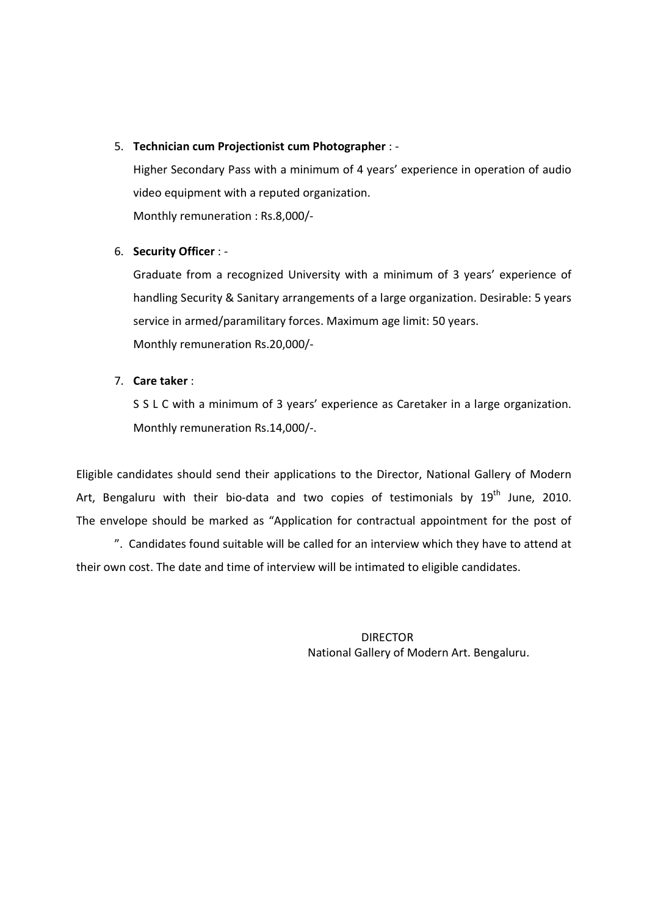5. **Technician cum Projectionist cum Photographer** : -

   Higher Secondary Pass with a minimum of 4 years' experience in operation of audio video equipment with a reputed organization.

   Monthly remuneration : Rs.8,000/-

6. **Security Officer** : -

   Graduate from a recognized University with a minimum of 3 years' experience of handling Security & Sanitary arrangements of a large organization. Desirable: 5 years service in armed/paramilitary forces. Maximum age limit: 50 years.

   Monthly remuneration Rs.20,000/-

7. **Care taker** :

   S S L C with a minimum of 3 years' experience as Caretaker in a large organization. Monthly remuneration Rs.14,000/-.

Eligible candidates should send their applications to the Director, National Gallery of Modern Art, Bengaluru with their bio-data and two copies of testimonials by 19th June, 2010. The envelope should be marked as "Application for contractual appointment for the post of ". Candidates found suitable will be called for an interview which they have to attend at their own cost. The date and time of interview will be intimated to eligible candidates.

DIRECTOR

National Gallery of Modern Art. Bengaluru.